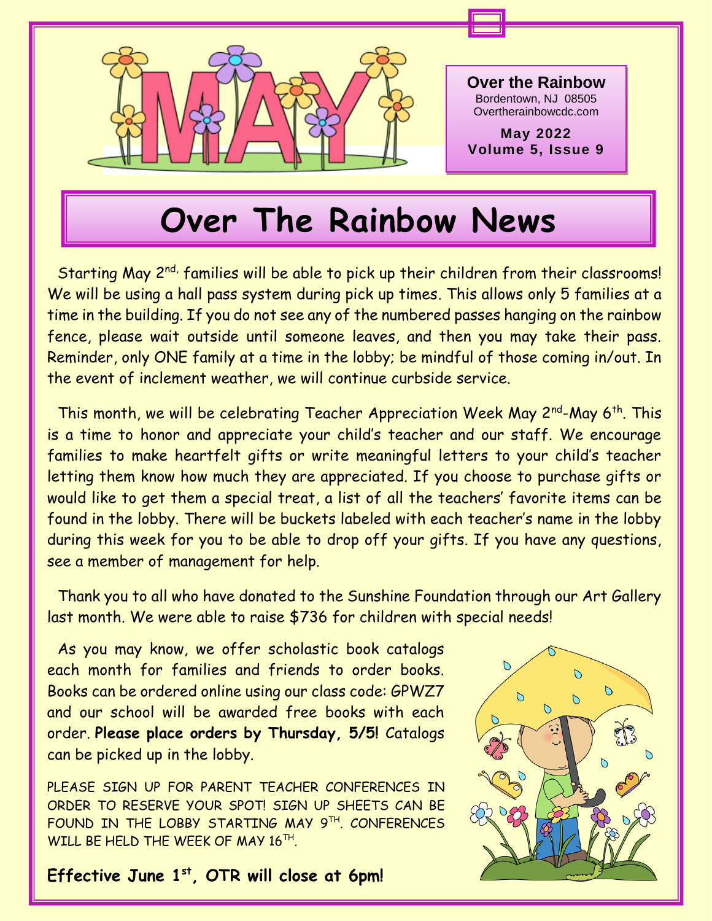**Over the Rainbow**
Bordentown, NJ 08505
Overtherainbowcdc.com

**May 2022**
**Volume 5, Issue 9**

# Over The Rainbow News

Starting May 2nd, families will be able to pick up their children from their classrooms! We will be using a hall pass system during pick up times. This allows only 5 families at a time in the building. If you do not see any of the numbered passes hanging on the rainbow fence, please wait outside until someone leaves, and then you may take their pass. Reminder, only ONE family at a time in the lobby; be mindful of those coming in/out. In the event of inclement weather, we will continue curbside service.

This month, we will be celebrating Teacher Appreciation Week May 2nd-May 6th. This is a time to honor and appreciate your child's teacher and our staff. We encourage families to make heartfelt gifts or write meaningful letters to your child's teacher letting them know how much they are appreciated. If you choose to purchase gifts or would like to get them a special treat, a list of all the teachers' favorite items can be found in the lobby. There will be buckets labeled with each teacher's name in the lobby during this week for you to be able to drop off your gifts. If you have any questions, see a member of management for help.

Thank you to all who have donated to the Sunshine Foundation through our Art Gallery last month. We were able to raise $736 for children with special needs!

As you may know, we offer scholastic book catalogs each month for families and friends to order books. Books can be ordered online using our class code: GPWZ7 and our school will be awarded free books with each order. **Please place orders by Thursday, 5/5!** Catalogs can be picked up in the lobby.

PLEASE SIGN UP FOR PARENT TEACHER CONFERENCES IN ORDER TO RESERVE YOUR SPOT! SIGN UP SHEETS CAN BE FOUND IN THE LOBBY STARTING MAY 9TH. CONFERENCES WILL BE HELD THE WEEK OF MAY 16TH.

**Effective June 1st, OTR will close at 6pm!**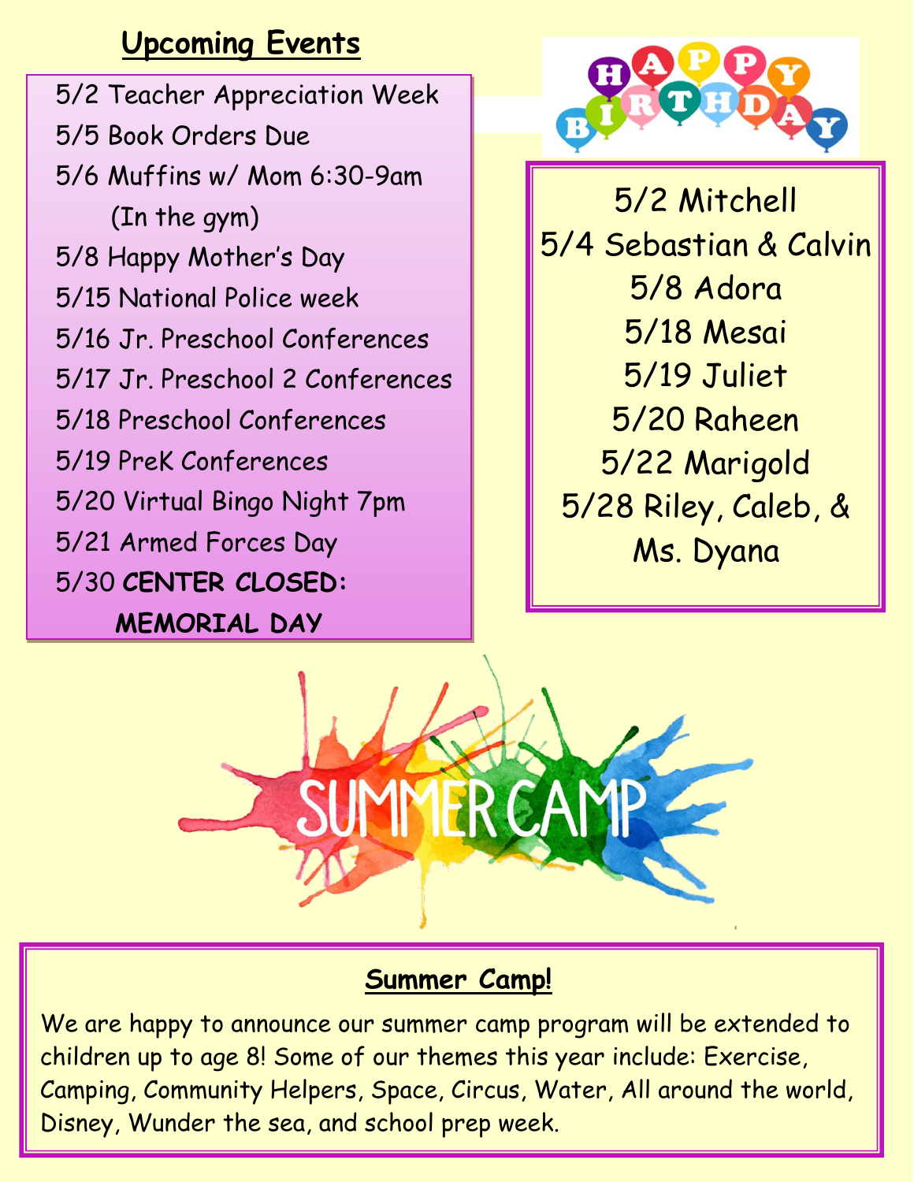## Upcoming Events

- 5/2 Teacher Appreciation Week
- 5/5 Book Orders Due
- 5/6 Muffins w/ Mom 6:30-9am (In the gym)
- 5/8 Happy Mother's Day
- 5/15 National Police week
- 5/16 Jr. Preschool Conferences
- 5/17 Jr. Preschool 2 Conferences
- 5/18 Preschool Conferences
- 5/19 PreK Conferences
- 5/20 Virtual Bingo Night 7pm
- 5/21 Armed Forces Day
- 5/30 **CENTER CLOSED: MEMORIAL DAY**

## HAPPY BIRTHDAY

5/2 Mitchell
5/4 Sebastian & Calvin
5/8 Adora
5/18 Mesai
5/19 Juliet
5/20 Raheen
5/22 Marigold
5/28 Riley, Caleb, & Ms. Dyana

# SUMMER CAMP

### Summer Camp!

We are happy to announce our summer camp program will be extended to children up to age 8! Some of our themes this year include: Exercise, Camping, Community Helpers, Space, Circus, Water, All around the world, Disney, Wunder the sea, and school prep week.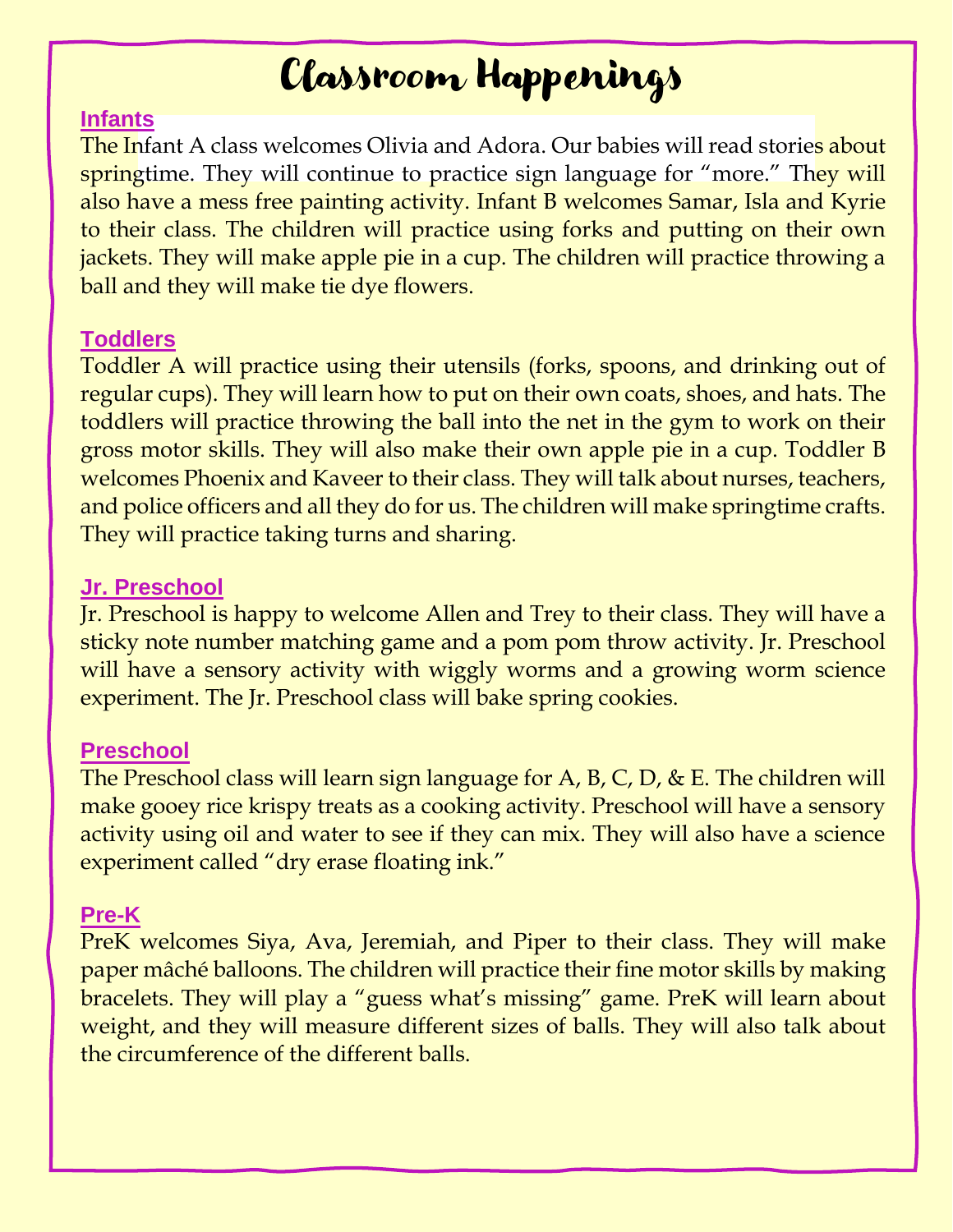# Classroom Happenings

## Infants

The Infant A class welcomes Olivia and Adora. Our babies will read stories about springtime. They will continue to practice sign language for "more." They will also have a mess free painting activity. Infant B welcomes Samar, Isla and Kyrie to their class. The children will practice using forks and putting on their own jackets. They will make apple pie in a cup. The children will practice throwing a ball and they will make tie dye flowers.

## Toddlers

Toddler A will practice using their utensils (forks, spoons, and drinking out of regular cups). They will learn how to put on their own coats, shoes, and hats. The toddlers will practice throwing the ball into the net in the gym to work on their gross motor skills. They will also make their own apple pie in a cup. Toddler B welcomes Phoenix and Kaveer to their class. They will talk about nurses, teachers, and police officers and all they do for us. The children will make springtime crafts. They will practice taking turns and sharing.

## Jr. Preschool

Jr. Preschool is happy to welcome Allen and Trey to their class. They will have a sticky note number matching game and a pom pom throw activity. Jr. Preschool will have a sensory activity with wiggly worms and a growing worm science experiment. The Jr. Preschool class will bake spring cookies.

## Preschool

The Preschool class will learn sign language for A, B, C, D, & E. The children will make gooey rice krispy treats as a cooking activity. Preschool will have a sensory activity using oil and water to see if they can mix. They will also have a science experiment called "dry erase floating ink."

## Pre-K

PreK welcomes Siya, Ava, Jeremiah, and Piper to their class. They will make paper mâché balloons. The children will practice their fine motor skills by making bracelets. They will play a "guess what's missing" game. PreK will learn about weight, and they will measure different sizes of balls. They will also talk about the circumference of the different balls.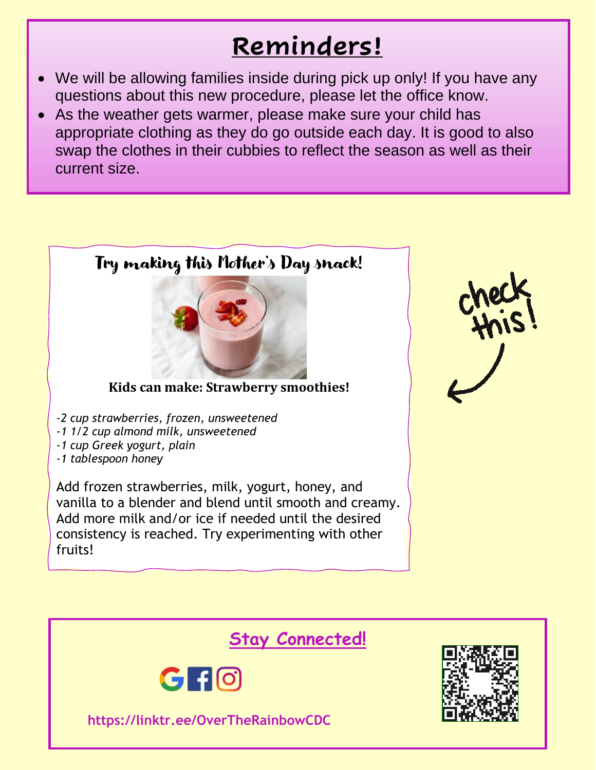# Reminders!

- We will be allowing families inside during pick up only! If you have any questions about this new procedure, please let the office know.
- As the weather gets warmer, please make sure your child has appropriate clothing as they do go outside each day. It is good to also swap the clothes in their cubbies to reflect the season as well as their current size.

## Try making this Mother's Day snack!

**Kids can make: Strawberry smoothies!**

*-2 cup strawberries, frozen, unsweetened*
*-1 1/2 cup almond milk, unsweetened*
*-1 cup Greek yogurt, plain*
*-1 tablespoon honey*

Add frozen strawberries, milk, yogurt, honey, and vanilla to a blender and blend until smooth and creamy. Add more milk and/or ice if needed until the desired consistency is reached. Try experimenting with other fruits!

check this!

## Stay Connected!

https://linktr.ee/OverTheRainbowCDC